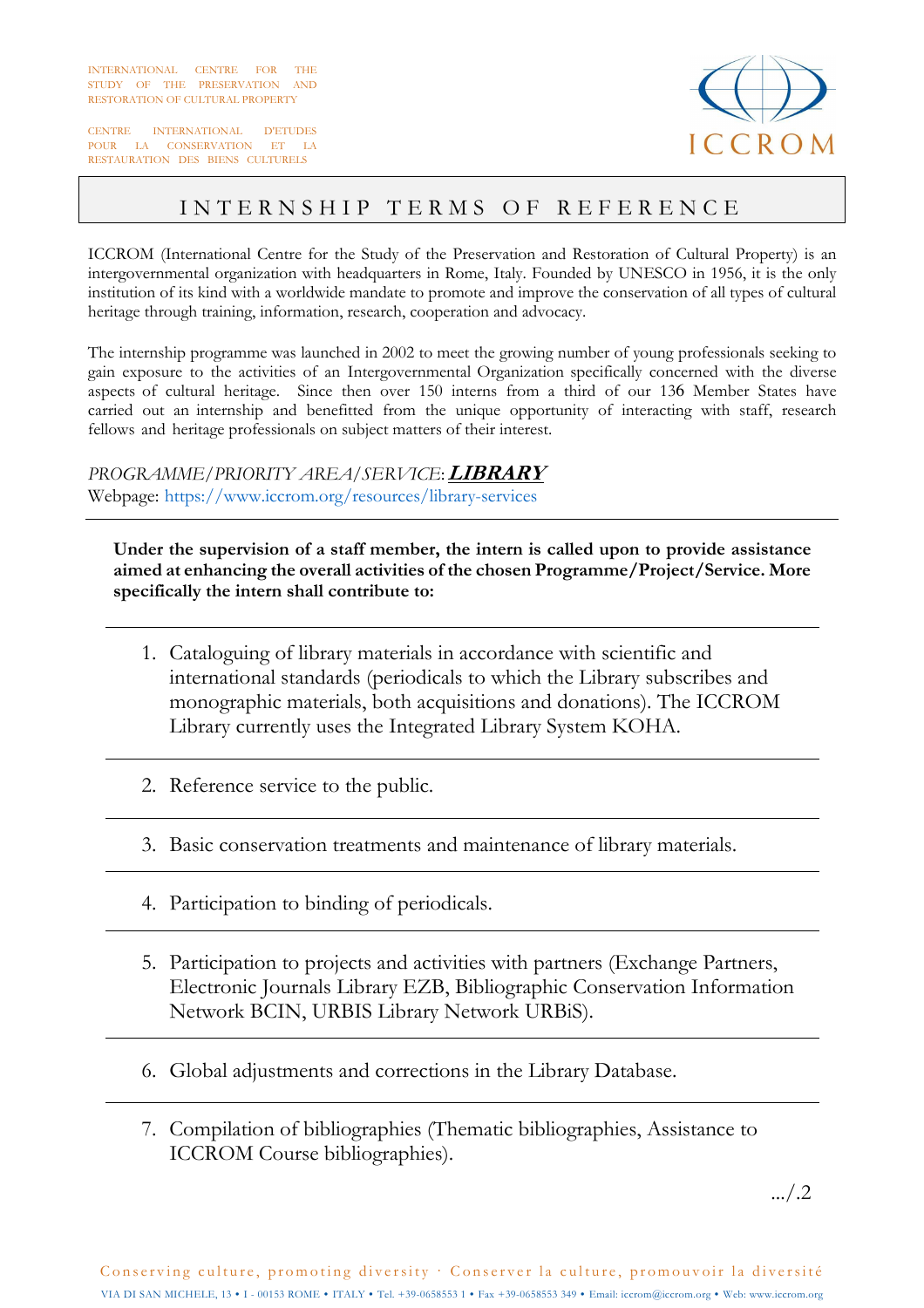INTERNATIONAL CENTRE FOR THE STUDY OF THE PRESERVATION AND RESTORATION OF CULTURAL PROPERTY

CENTRE INTERNATIONAL D'ETUDES POUR LA CONSERVATION ET LA RESTAURATION DES BIENS CULTURELS

ICCROM

# INTERNSHIP TERMS OF REFERENCE

ICCROM (International Centre for the Study of the Preservation and Restoration of Cultural Property) is an intergovernmental organization with headquarters in Rome, Italy. Founded by UNESCO in 1956, it is the only institution of its kind with a worldwide mandate to promote and improve the conservation of all types of cultural heritage through training, information, research, cooperation and advocacy.

The internship programme was launched in 2002 to meet the growing number of young professionals seeking to gain exposure to the activities of an Intergovernmental Organization specifically concerned with the diverse aspects of cultural heritage. Since then over 150 interns from a third of our 136 Member States have carried out an internship and benefitted from the unique opportunity of interacting with staff, research fellows and heritage professionals on subject matters of their interest.

*PROGRAMME/PRIORITY AREA/SERVICE*: ***LIBRARY***
Webpage: https://www.iccrom.org/resources/library-services

---

**Under the supervision of a staff member, the intern is called upon to provide assistance aimed at enhancing the overall activities of the chosen Programme/Project/Service. More specifically the intern shall contribute to:**

1. Cataloguing of library materials in accordance with scientific and international standards (periodicals to which the Library subscribes and monographic materials, both acquisitions and donations). The ICCROM Library currently uses the Integrated Library System KOHA.
2. Reference service to the public.
3. Basic conservation treatments and maintenance of library materials.
4. Participation to binding of periodicals.
5. Participation to projects and activities with partners (Exchange Partners, Electronic Journals Library EZB, Bibliographic Conservation Information Network BCIN, URBIS Library Network URBiS).
6. Global adjustments and corrections in the Library Database.
7. Compilation of bibliographies (Thematic bibliographies, Assistance to ICCROM Course bibliographies).

.../.2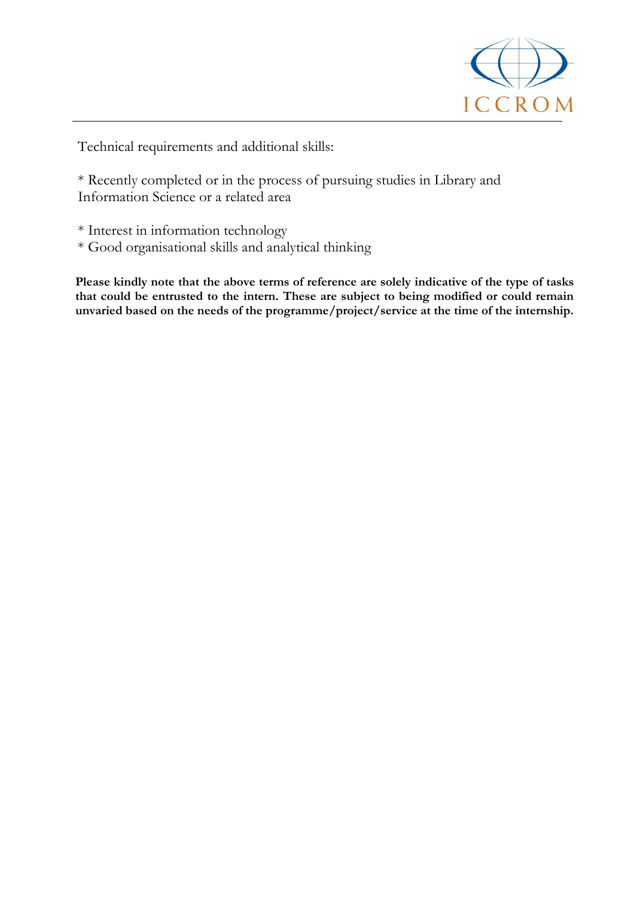Technical requirements and additional skills:

* Recently completed or in the process of pursuing studies in Library and Information Science or a related area

* Interest in information technology
* Good organisational skills and analytical thinking

**Please kindly note that the above terms of reference are solely indicative of the type of tasks that could be entrusted to the intern. These are subject to being modified or could remain unvaried based on the needs of the programme/project/service at the time of the internship.**